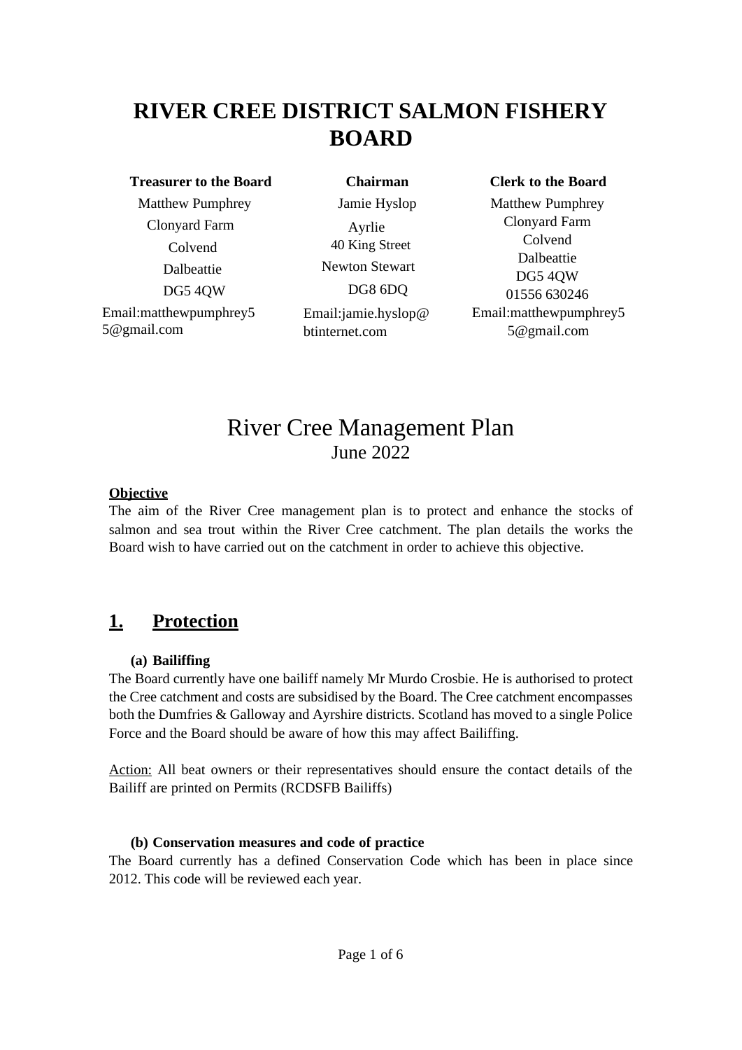# RIVER CREE DISTRICT SALMON FISHERY BOARD

**Treasurer to the Board**
Matthew Pumphrey
Clonyard Farm
Colvend
Dalbeattie
DG5 4QW
Email:matthewpumphrey55@gmail.com

**Chairman**
Jamie Hyslop
Ayrlie
40 King Street
Newton Stewart
DG8 6DQ
Email:jamie.hyslop@btinternet.com

**Clerk to the Board**
Matthew Pumphrey
Clonyard Farm
Colvend
Dalbeattie
DG5 4QW
01556 630246
Email:matthewpumphrey55@gmail.com

## River Cree Management Plan
June 2022

**Objective**
The aim of the River Cree management plan is to protect and enhance the stocks of salmon and sea trout within the River Cree catchment. The plan details the works the Board wish to have carried out on the catchment in order to achieve this objective.

## 1. Protection

**(a) Bailiffing**
The Board currently have one bailiff namely Mr Murdo Crosbie. He is authorised to protect the Cree catchment and costs are subsidised by the Board. The Cree catchment encompasses both the Dumfries & Galloway and Ayrshire districts. Scotland has moved to a single Police Force and the Board should be aware of how this may affect Bailiffing.

Action: All beat owners or their representatives should ensure the contact details of the Bailiff are printed on Permits (RCDSFB Bailiffs)

**(b) Conservation measures and code of practice**
The Board currently has a defined Conservation Code which has been in place since 2012. This code will be reviewed each year.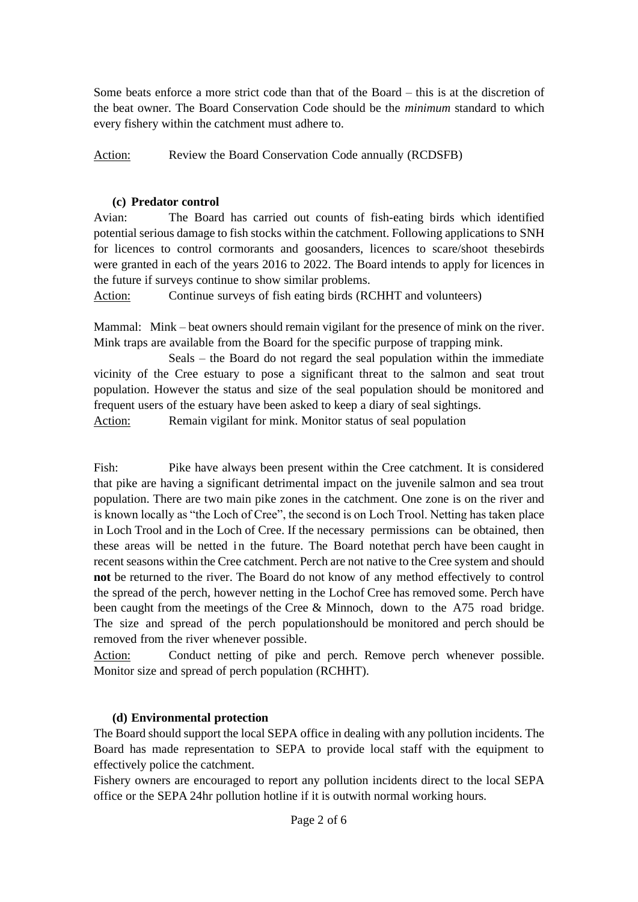Some beats enforce a more strict code than that of the Board – this is at the discretion of the beat owner. The Board Conservation Code should be the *minimum* standard to which every fishery within the catchment must adhere to.

Action: Review the Board Conservation Code annually (RCDSFB)

**(c) Predator control**

Avian: The Board has carried out counts of fish-eating birds which identified potential serious damage to fish stocks within the catchment. Following applications to SNH for licences to control cormorants and goosanders, licences to scare/shoot thesebirds were granted in each of the years 2016 to 2022. The Board intends to apply for licences in the future if surveys continue to show similar problems.

Action: Continue surveys of fish eating birds (RCHHT and volunteers)

Mammal: Mink – beat owners should remain vigilant for the presence of mink on the river. Mink traps are available from the Board for the specific purpose of trapping mink.

Seals – the Board do not regard the seal population within the immediate vicinity of the Cree estuary to pose a significant threat to the salmon and seat trout population. However the status and size of the seal population should be monitored and frequent users of the estuary have been asked to keep a diary of seal sightings.

Action: Remain vigilant for mink. Monitor status of seal population

Fish: Pike have always been present within the Cree catchment. It is considered that pike are having a significant detrimental impact on the juvenile salmon and sea trout population. There are two main pike zones in the catchment. One zone is on the river and is known locally as "the Loch of Cree", the second is on Loch Trool. Netting has taken place in Loch Trool and in the Loch of Cree. If the necessary permissions can be obtained, then these areas will be netted in the future. The Board notethat perch have been caught in recent seasons within the Cree catchment. Perch are not native to the Cree system and should **not** be returned to the river. The Board do not know of any method effectively to control the spread of the perch, however netting in the Lochof Cree has removed some. Perch have been caught from the meetings of the Cree & Minnoch, down to the A75 road bridge. The size and spread of the perch populationshould be monitored and perch should be removed from the river whenever possible.

Action: Conduct netting of pike and perch. Remove perch whenever possible. Monitor size and spread of perch population (RCHHT).

**(d) Environmental protection**

The Board should support the local SEPA office in dealing with any pollution incidents. The Board has made representation to SEPA to provide local staff with the equipment to effectively police the catchment.

Fishery owners are encouraged to report any pollution incidents direct to the local SEPA office or the SEPA 24hr pollution hotline if it is outwith normal working hours.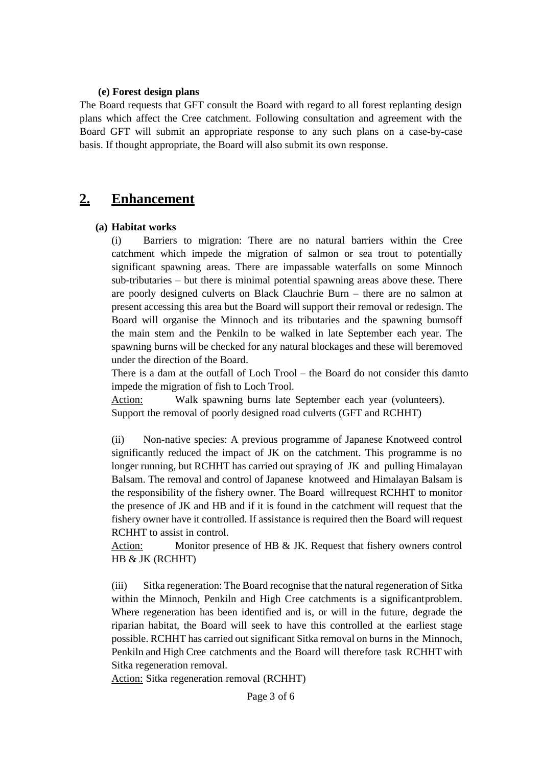**(e) Forest design plans**

The Board requests that GFT consult the Board with regard to all forest replanting design plans which affect the Cree catchment. Following consultation and agreement with the Board GFT will submit an appropriate response to any such plans on a case-by-case basis. If thought appropriate, the Board will also submit its own response.

## 2. Enhancement

**(a) Habitat works**

(i) Barriers to migration: There are no natural barriers within the Cree catchment which impede the migration of salmon or sea trout to potentially significant spawning areas. There are impassable waterfalls on some Minnoch sub-tributaries – but there is minimal potential spawning areas above these. There are poorly designed culverts on Black Clauchrie Burn – there are no salmon at present accessing this area but the Board will support their removal or redesign. The Board will organise the Minnoch and its tributaries and the spawning burnsoff the main stem and the Penkiln to be walked in late September each year. The spawning burns will be checked for any natural blockages and these will beremoved under the direction of the Board.

There is a dam at the outfall of Loch Trool – the Board do not consider this damto impede the migration of fish to Loch Trool.

Action: Walk spawning burns late September each year (volunteers). Support the removal of poorly designed road culverts (GFT and RCHHT)

(ii) Non-native species: A previous programme of Japanese Knotweed control significantly reduced the impact of JK on the catchment. This programme is no longer running, but RCHHT has carried out spraying of JK and pulling Himalayan Balsam. The removal and control of Japanese knotweed and Himalayan Balsam is the responsibility of the fishery owner. The Board willrequest RCHHT to monitor the presence of JK and HB and if it is found in the catchment will request that the fishery owner have it controlled. If assistance is required then the Board will request RCHHT to assist in control.

Action: Monitor presence of HB & JK. Request that fishery owners control HB & JK (RCHHT)

(iii) Sitka regeneration: The Board recognise that the natural regeneration of Sitka within the Minnoch, Penkiln and High Cree catchments is a significantproblem. Where regeneration has been identified and is, or will in the future, degrade the riparian habitat, the Board will seek to have this controlled at the earliest stage possible. RCHHT has carried out significant Sitka removal on burns in the Minnoch, Penkiln and High Cree catchments and the Board will therefore task RCHHT with Sitka regeneration removal.

Action: Sitka regeneration removal (RCHHT)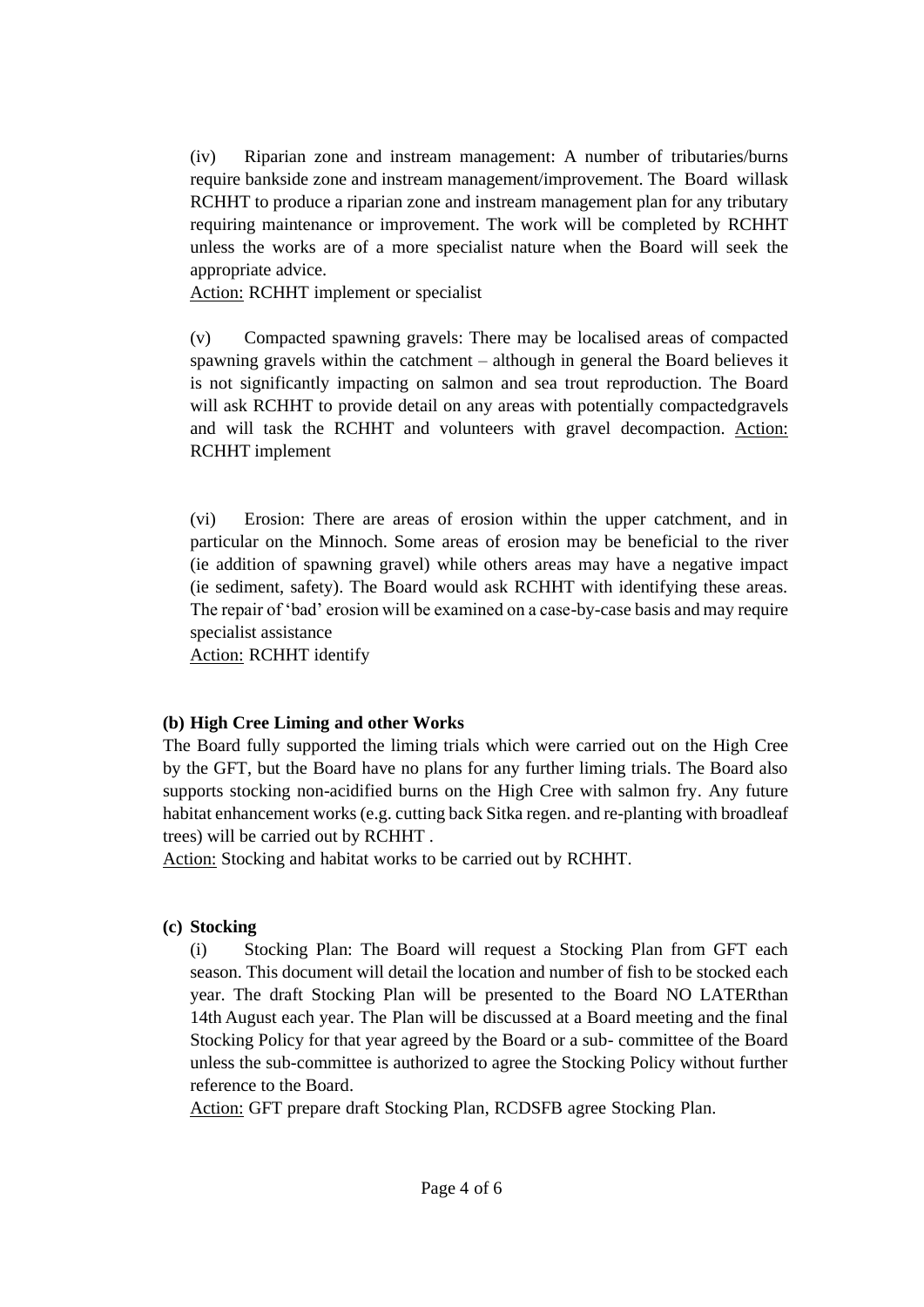(iv) Riparian zone and instream management: A number of tributaries/burns require bankside zone and instream management/improvement. The Board willask RCHHT to produce a riparian zone and instream management plan for any tributary requiring maintenance or improvement. The work will be completed by RCHHT unless the works are of a more specialist nature when the Board will seek the appropriate advice.
Action: RCHHT implement or specialist

(v) Compacted spawning gravels: There may be localised areas of compacted spawning gravels within the catchment – although in general the Board believes it is not significantly impacting on salmon and sea trout reproduction. The Board will ask RCHHT to provide detail on any areas with potentially compactedgravels and will task the RCHHT and volunteers with gravel decompaction. Action: RCHHT implement

(vi) Erosion: There are areas of erosion within the upper catchment, and in particular on the Minnoch. Some areas of erosion may be beneficial to the river (ie addition of spawning gravel) while others areas may have a negative impact (ie sediment, safety). The Board would ask RCHHT with identifying these areas. The repair of 'bad' erosion will be examined on a case-by-case basis and may require specialist assistance
Action: RCHHT identify

**(b) High Cree Liming and other Works**

The Board fully supported the liming trials which were carried out on the High Cree by the GFT, but the Board have no plans for any further liming trials. The Board also supports stocking non-acidified burns on the High Cree with salmon fry. Any future habitat enhancement works (e.g. cutting back Sitka regen. and re-planting with broadleaf trees) will be carried out by RCHHT .
Action: Stocking and habitat works to be carried out by RCHHT.

**(c) Stocking**

(i) Stocking Plan: The Board will request a Stocking Plan from GFT each season. This document will detail the location and number of fish to be stocked each year. The draft Stocking Plan will be presented to the Board NO LATERthan 14th August each year. The Plan will be discussed at a Board meeting and the final Stocking Policy for that year agreed by the Board or a sub- committee of the Board unless the sub-committee is authorized to agree the Stocking Policy without further reference to the Board.
Action: GFT prepare draft Stocking Plan, RCDSFB agree Stocking Plan.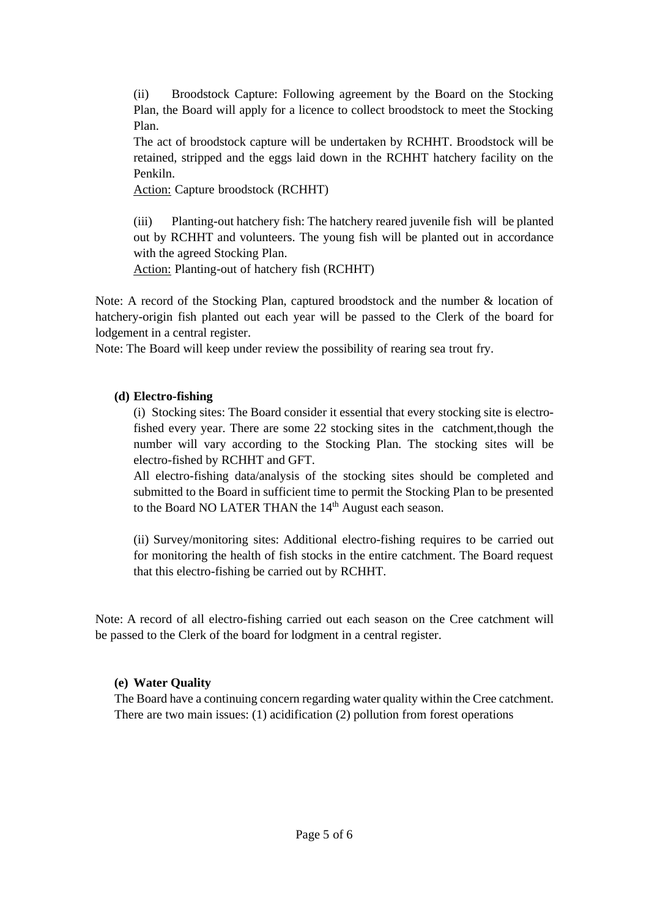(ii) Broodstock Capture: Following agreement by the Board on the Stocking Plan, the Board will apply for a licence to collect broodstock to meet the Stocking Plan.

The act of broodstock capture will be undertaken by RCHHT. Broodstock will be retained, stripped and the eggs laid down in the RCHHT hatchery facility on the Penkiln.

Action: Capture broodstock (RCHHT)

(iii) Planting-out hatchery fish: The hatchery reared juvenile fish will be planted out by RCHHT and volunteers. The young fish will be planted out in accordance with the agreed Stocking Plan.

Action: Planting-out of hatchery fish (RCHHT)

Note: A record of the Stocking Plan, captured broodstock and the number & location of hatchery-origin fish planted out each year will be passed to the Clerk of the board for lodgement in a central register.

Note: The Board will keep under review the possibility of rearing sea trout fry.

**(d) Electro-fishing**

(i) Stocking sites: The Board consider it essential that every stocking site is electro-fished every year. There are some 22 stocking sites in the catchment,though the number will vary according to the Stocking Plan. The stocking sites will be electro-fished by RCHHT and GFT.

All electro-fishing data/analysis of the stocking sites should be completed and submitted to the Board in sufficient time to permit the Stocking Plan to be presented to the Board NO LATER THAN the 14th August each season.

(ii) Survey/monitoring sites: Additional electro-fishing requires to be carried out for monitoring the health of fish stocks in the entire catchment. The Board request that this electro-fishing be carried out by RCHHT.

Note: A record of all electro-fishing carried out each season on the Cree catchment will be passed to the Clerk of the board for lodgment in a central register.

**(e) Water Quality**

The Board have a continuing concern regarding water quality within the Cree catchment. There are two main issues: (1) acidification (2) pollution from forest operations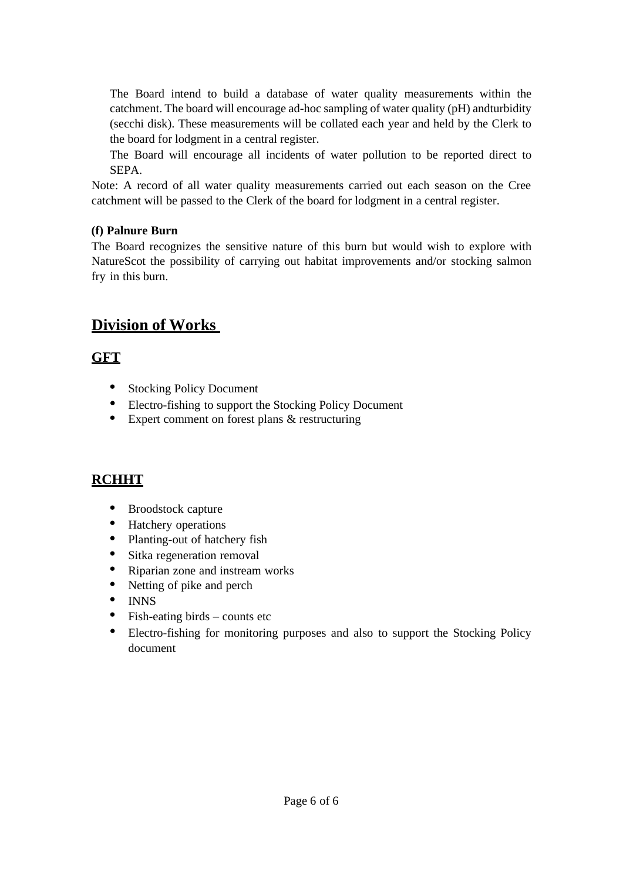The Board intend to build a database of water quality measurements within the catchment. The board will encourage ad-hoc sampling of water quality (pH) andturbidity (secchi disk). These measurements will be collated each year and held by the Clerk to the board for lodgment in a central register.

The Board will encourage all incidents of water pollution to be reported direct to SEPA.

Note: A record of all water quality measurements carried out each season on the Cree catchment will be passed to the Clerk of the board for lodgment in a central register.

**(f) Palnure Burn**

The Board recognizes the sensitive nature of this burn but would wish to explore with NatureScot the possibility of carrying out habitat improvements and/or stocking salmon fry in this burn.

## Division of Works

### GFT

- Stocking Policy Document
- Electro-fishing to support the Stocking Policy Document
- Expert comment on forest plans & restructuring

### RCHHT

- Broodstock capture
- Hatchery operations
- Planting-out of hatchery fish
- Sitka regeneration removal
- Riparian zone and instream works
- Netting of pike and perch
- INNS
- Fish-eating birds – counts etc
- Electro-fishing for monitoring purposes and also to support the Stocking Policy document